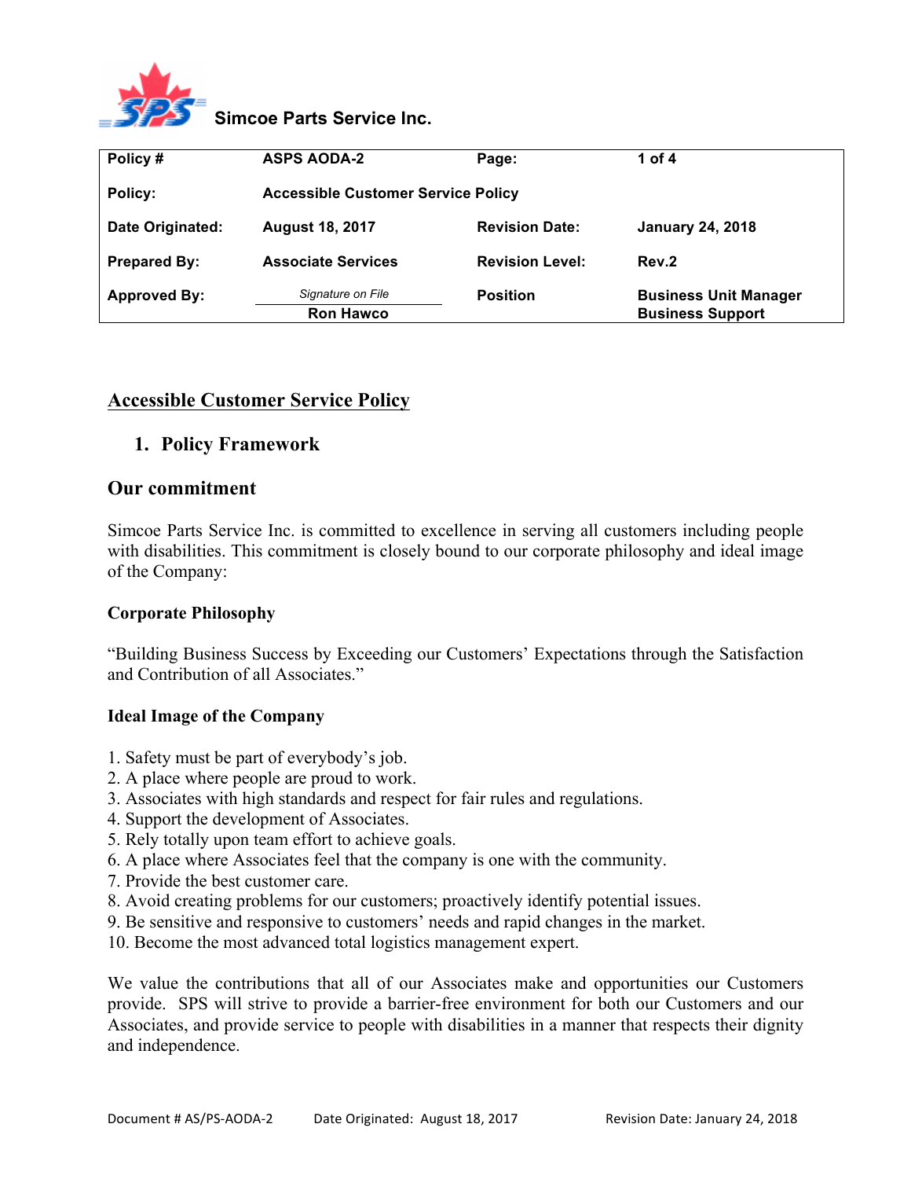**Simcoe Parts Service Inc.**

| Policy # | ASPS AODA-2 | Page: | 1 of 4 |
|---|---|---|---|
| Policy: | Accessible Customer Service Policy | | |
| Date Originated: | August 18, 2017 | Revision Date: | January 24, 2018 |
| Prepared By: | Associate Services | Revision Level: | Rev.2 |
| Approved By: | *Signature on File* Ron Hawco | Position | Business Unit Manager Business Support |

# Accessible Customer Service Policy

## 1. Policy Framework

### Our commitment

Simcoe Parts Service Inc. is committed to excellence in serving all customers including people with disabilities. This commitment is closely bound to our corporate philosophy and ideal image of the Company:

**Corporate Philosophy**

"Building Business Success by Exceeding our Customers' Expectations through the Satisfaction and Contribution of all Associates."

**Ideal Image of the Company**

1. Safety must be part of everybody's job.
2. A place where people are proud to work.
3. Associates with high standards and respect for fair rules and regulations.
4. Support the development of Associates.
5. Rely totally upon team effort to achieve goals.
6. A place where Associates feel that the company is one with the community.
7. Provide the best customer care.
8. Avoid creating problems for our customers; proactively identify potential issues.
9. Be sensitive and responsive to customers' needs and rapid changes in the market.
10. Become the most advanced total logistics management expert.

We value the contributions that all of our Associates make and opportunities our Customers provide. SPS will strive to provide a barrier-free environment for both our Customers and our Associates, and provide service to people with disabilities in a manner that respects their dignity and independence.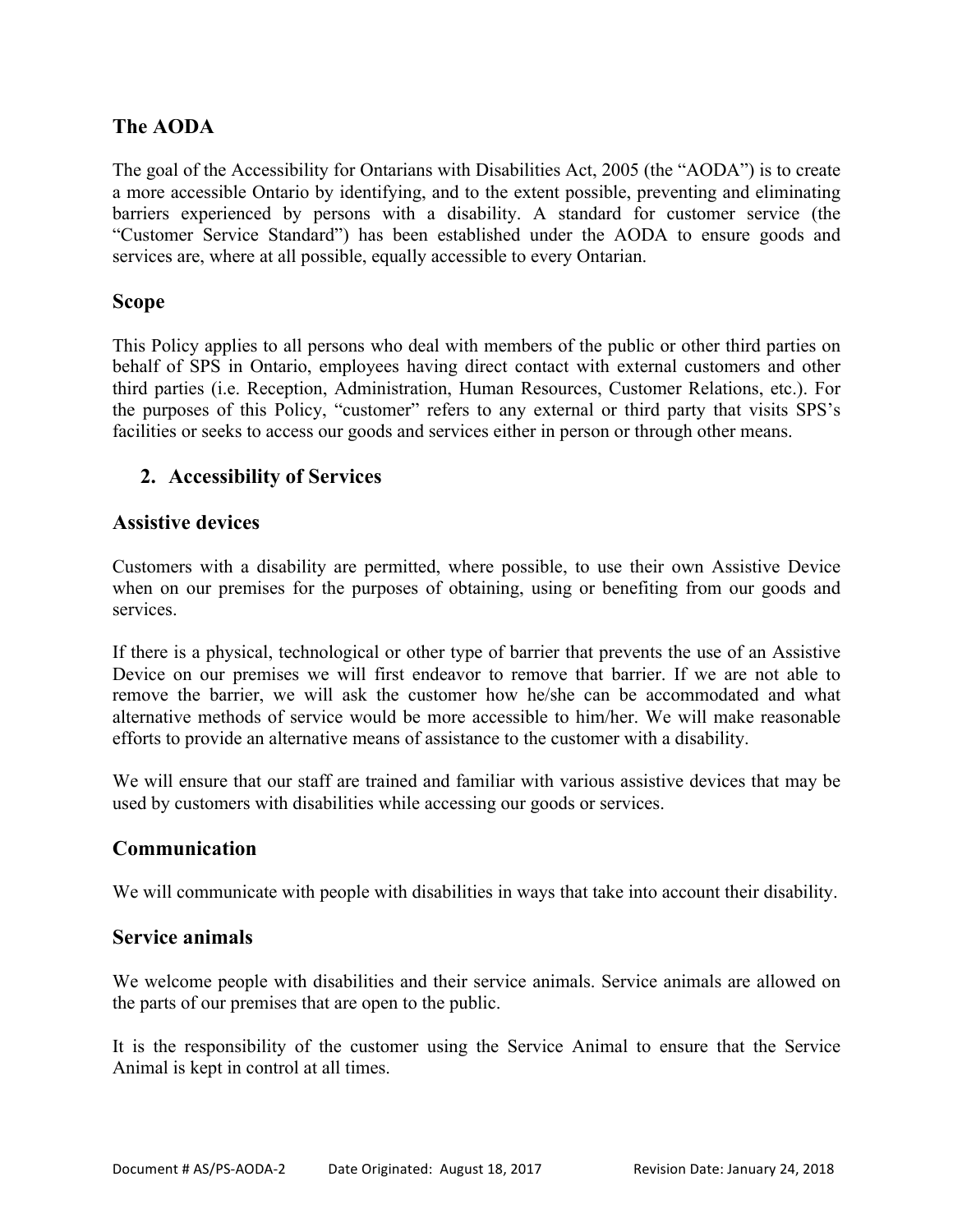## The AODA

The goal of the Accessibility for Ontarians with Disabilities Act, 2005 (the "AODA") is to create a more accessible Ontario by identifying, and to the extent possible, preventing and eliminating barriers experienced by persons with a disability. A standard for customer service (the "Customer Service Standard") has been established under the AODA to ensure goods and services are, where at all possible, equally accessible to every Ontarian.

## Scope

This Policy applies to all persons who deal with members of the public or other third parties on behalf of SPS in Ontario, employees having direct contact with external customers and other third parties (i.e. Reception, Administration, Human Resources, Customer Relations, etc.). For the purposes of this Policy, "customer" refers to any external or third party that visits SPS's facilities or seeks to access our goods and services either in person or through other means.

## 2. Accessibility of Services

## Assistive devices

Customers with a disability are permitted, where possible, to use their own Assistive Device when on our premises for the purposes of obtaining, using or benefiting from our goods and services.

If there is a physical, technological or other type of barrier that prevents the use of an Assistive Device on our premises we will first endeavor to remove that barrier. If we are not able to remove the barrier, we will ask the customer how he/she can be accommodated and what alternative methods of service would be more accessible to him/her. We will make reasonable efforts to provide an alternative means of assistance to the customer with a disability.

We will ensure that our staff are trained and familiar with various assistive devices that may be used by customers with disabilities while accessing our goods or services.

## Communication

We will communicate with people with disabilities in ways that take into account their disability.

## Service animals

We welcome people with disabilities and their service animals. Service animals are allowed on the parts of our premises that are open to the public.

It is the responsibility of the customer using the Service Animal to ensure that the Service Animal is kept in control at all times.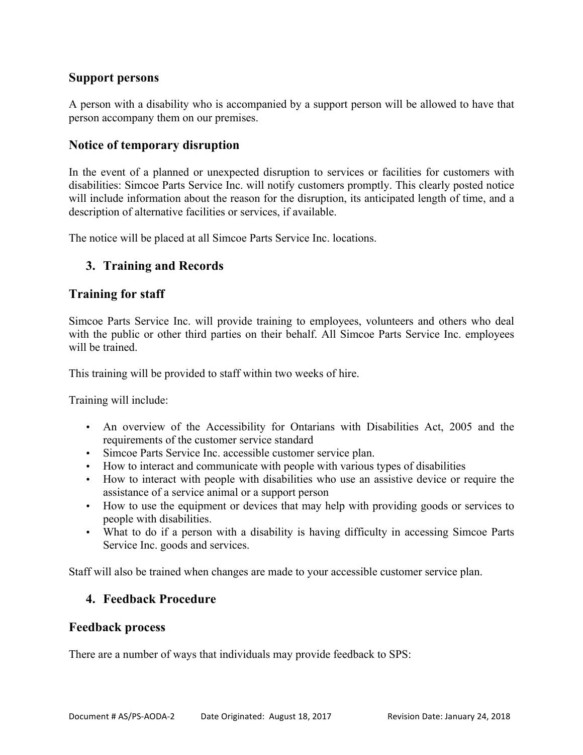### Support persons

A person with a disability who is accompanied by a support person will be allowed to have that person accompany them on our premises.

### Notice of temporary disruption

In the event of a planned or unexpected disruption to services or facilities for customers with disabilities: Simcoe Parts Service Inc. will notify customers promptly. This clearly posted notice will include information about the reason for the disruption, its anticipated length of time, and a description of alternative facilities or services, if available.

The notice will be placed at all Simcoe Parts Service Inc. locations.

## 3. Training and Records

### Training for staff

Simcoe Parts Service Inc. will provide training to employees, volunteers and others who deal with the public or other third parties on their behalf. All Simcoe Parts Service Inc. employees will be trained.

This training will be provided to staff within two weeks of hire.

Training will include:

- An overview of the Accessibility for Ontarians with Disabilities Act, 2005 and the requirements of the customer service standard
- Simcoe Parts Service Inc. accessible customer service plan.
- How to interact and communicate with people with various types of disabilities
- How to interact with people with disabilities who use an assistive device or require the assistance of a service animal or a support person
- How to use the equipment or devices that may help with providing goods or services to people with disabilities.
- What to do if a person with a disability is having difficulty in accessing Simcoe Parts Service Inc. goods and services.

Staff will also be trained when changes are made to your accessible customer service plan.

## 4. Feedback Procedure

### Feedback process

There are a number of ways that individuals may provide feedback to SPS: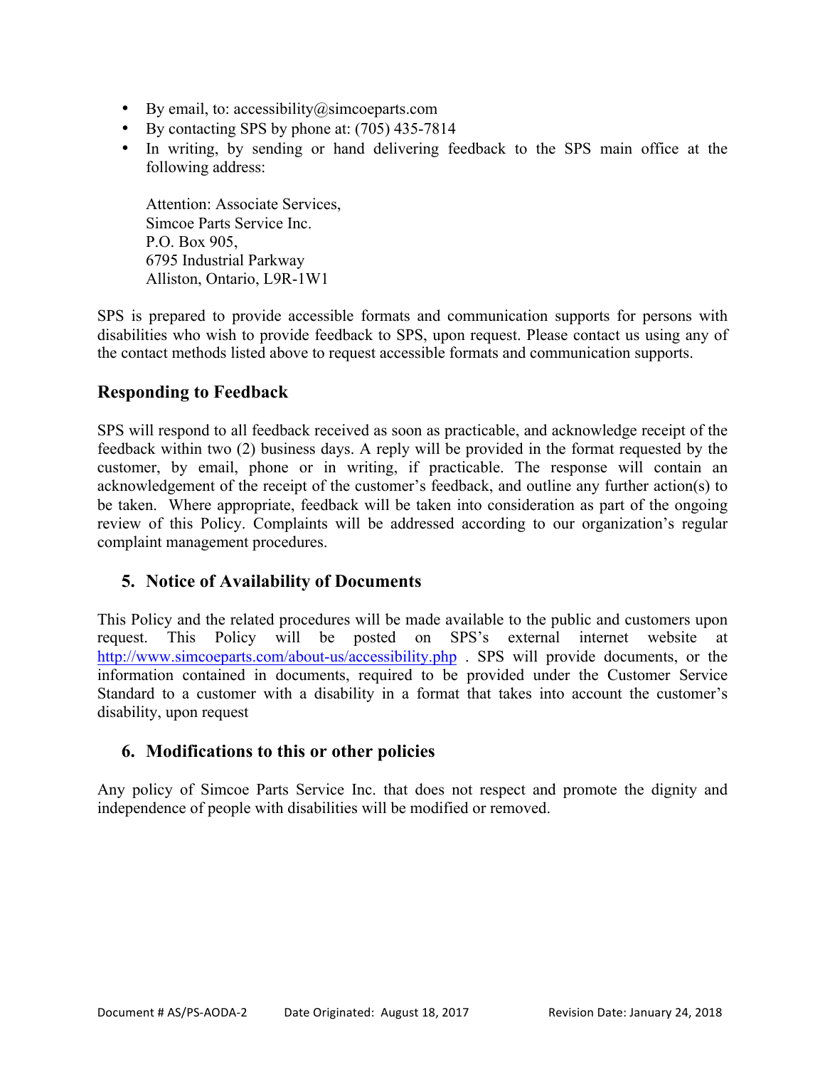- By email, to: accessibility@simcoeparts.com
- By contacting SPS by phone at: (705) 435-7814
- In writing, by sending or hand delivering feedback to the SPS main office at the following address:

  Attention: Associate Services,  
  Simcoe Parts Service Inc.  
  P.O. Box 905,  
  6795 Industrial Parkway  
  Alliston, Ontario, L9R-1W1

SPS is prepared to provide accessible formats and communication supports for persons with disabilities who wish to provide feedback to SPS, upon request. Please contact us using any of the contact methods listed above to request accessible formats and communication supports.

### Responding to Feedback

SPS will respond to all feedback received as soon as practicable, and acknowledge receipt of the feedback within two (2) business days. A reply will be provided in the format requested by the customer, by email, phone or in writing, if practicable. The response will contain an acknowledgement of the receipt of the customer's feedback, and outline any further action(s) to be taken. Where appropriate, feedback will be taken into consideration as part of the ongoing review of this Policy. Complaints will be addressed according to our organization's regular complaint management procedures.

## 5. Notice of Availability of Documents

This Policy and the related procedures will be made available to the public and customers upon request. This Policy will be posted on SPS's external internet website at http://www.simcoeparts.com/about-us/accessibility.php . SPS will provide documents, or the information contained in documents, required to be provided under the Customer Service Standard to a customer with a disability in a format that takes into account the customer's disability, upon request

## 6. Modifications to this or other policies

Any policy of Simcoe Parts Service Inc. that does not respect and promote the dignity and independence of people with disabilities will be modified or removed.